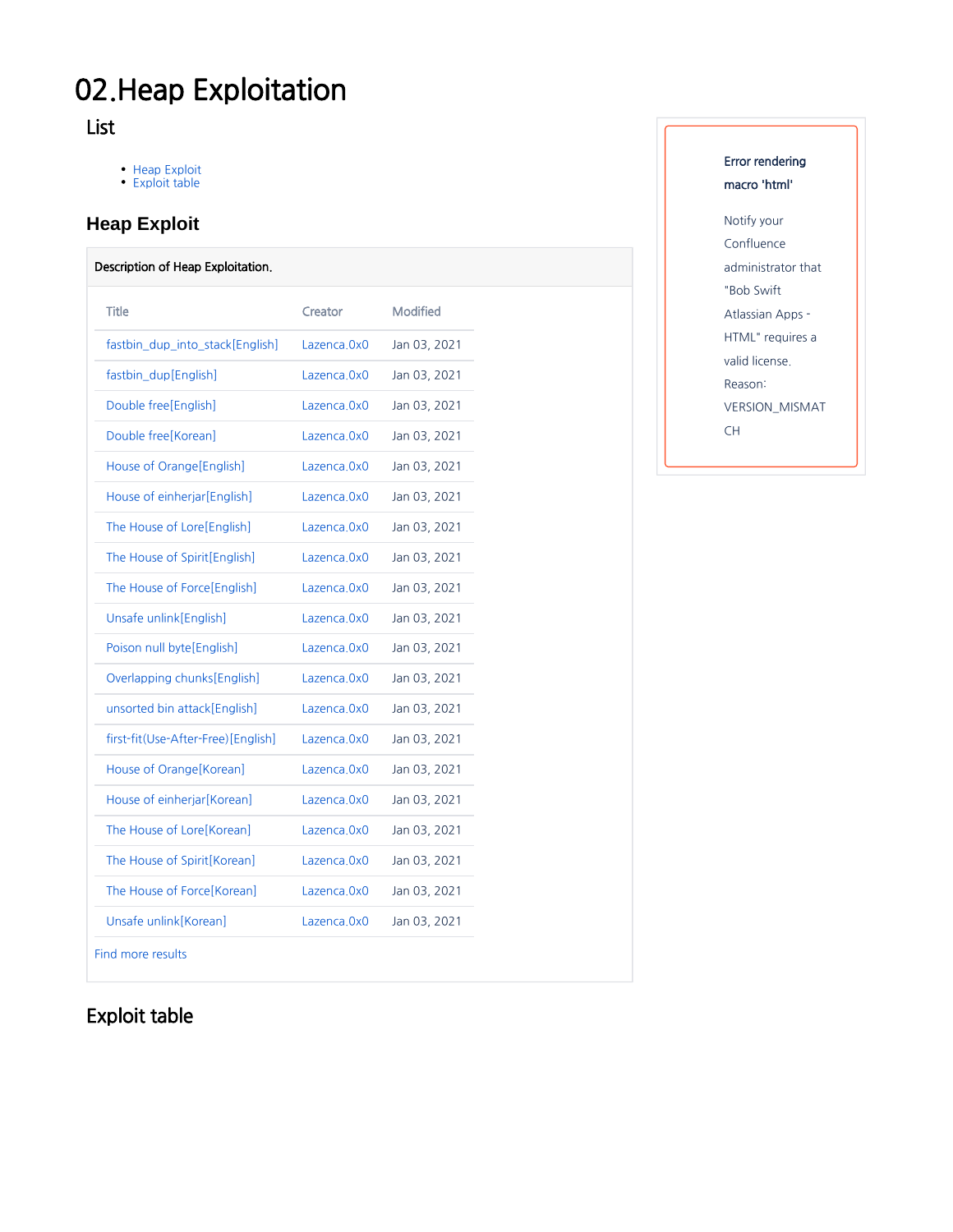# 02.Heap Exploitation

## List

- Heap Exploit
- Exploit table

### Heap Exploit

Description of Heap Exploitation.

| Title | Creator | Modified |
| --- | --- | --- |
| fastbin_dup_into_stack[English] | Lazenca.0x0 | Jan 03, 2021 |
| fastbin_dup[English] | Lazenca.0x0 | Jan 03, 2021 |
| Double free[English] | Lazenca.0x0 | Jan 03, 2021 |
| Double free[Korean] | Lazenca.0x0 | Jan 03, 2021 |
| House of Orange[English] | Lazenca.0x0 | Jan 03, 2021 |
| House of einherjar[English] | Lazenca.0x0 | Jan 03, 2021 |
| The House of Lore[English] | Lazenca.0x0 | Jan 03, 2021 |
| The House of Spirit[English] | Lazenca.0x0 | Jan 03, 2021 |
| The House of Force[English] | Lazenca.0x0 | Jan 03, 2021 |
| Unsafe unlink[English] | Lazenca.0x0 | Jan 03, 2021 |
| Poison null byte[English] | Lazenca.0x0 | Jan 03, 2021 |
| Overlapping chunks[English] | Lazenca.0x0 | Jan 03, 2021 |
| unsorted bin attack[English] | Lazenca.0x0 | Jan 03, 2021 |
| first-fit(Use-After-Free)[English] | Lazenca.0x0 | Jan 03, 2021 |
| House of Orange[Korean] | Lazenca.0x0 | Jan 03, 2021 |
| House of einherjar[Korean] | Lazenca.0x0 | Jan 03, 2021 |
| The House of Lore[Korean] | Lazenca.0x0 | Jan 03, 2021 |
| The House of Spirit[Korean] | Lazenca.0x0 | Jan 03, 2021 |
| The House of Force[Korean] | Lazenca.0x0 | Jan 03, 2021 |
| Unsafe unlink[Korean] | Lazenca.0x0 | Jan 03, 2021 |

Find more results

**Error rendering macro 'html'**

Notify your Confluence administrator that "Bob Swift Atlassian Apps - HTML" requires a valid license. Reason: VERSION_MISMATCH

## Exploit table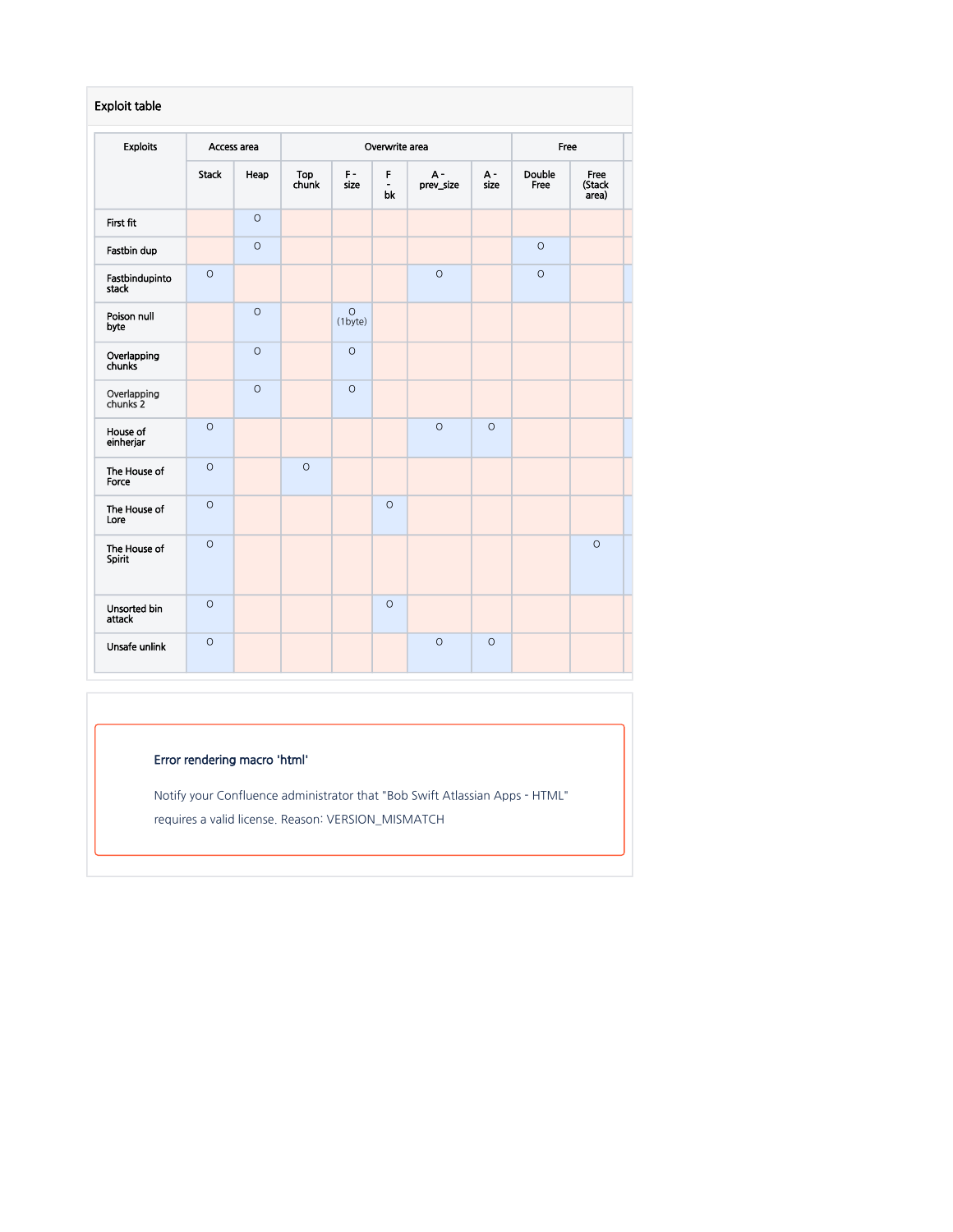## Exploit table

| Exploits | Access area | | Overwrite area | | | | | Free | |
|---|---|---|---|---|---|---|---|---|---|
| | Stack | Heap | Top chunk | F - size | F - bk | A - prev_size | A - size | Double Free | Free (Stack area) |
| First fit | | O | | | | | | | |
| Fastbin dup | | O | | | | | | O | |
| Fastbindupinto stack | O | | | | | O | | O | |
| Poison null byte | | O | | O (1byte) | | | | | |
| Overlapping chunks | | O | | O | | | | | |
| Overlapping chunks 2 | | O | | O | | | | | |
| House of einherjar | O | | | | | O | O | | |
| The House of Force | O | | O | | | | | | |
| The House of Lore | O | | | | O | | | | |
| The House of Spirit | O | | | | | | | | O |
| Unsorted bin attack | O | | | | O | | | | |
| Unsafe unlink | O | | | | | O | O | | |

**Error rendering macro 'html'**

Notify your Confluence administrator that "Bob Swift Atlassian Apps - HTML" requires a valid license. Reason: VERSION_MISMATCH